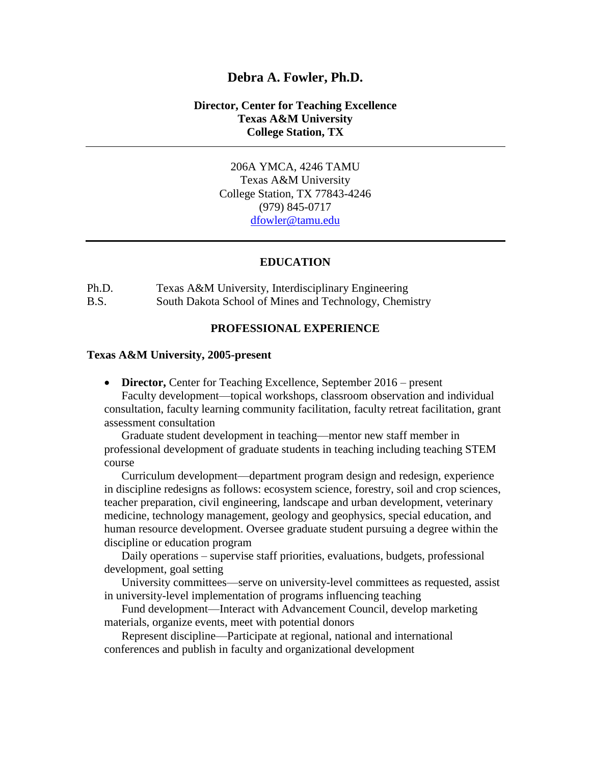# Debra A. Fowler, Ph.D.

**Director, Center for Teaching Excellence**
**Texas A&M University**
**College Station, TX**

---

206A YMCA, 4246 TAMU
Texas A&M University
College Station, TX 77843-4246
(979) 845-0717
[dfowler@tamu.edu](mailto:dfowler@tamu.edu)

---

## EDUCATION

| | |
|---|---|
| Ph.D. | Texas A&M University, Interdisciplinary Engineering |
| B.S. | South Dakota School of Mines and Technology, Chemistry |

## PROFESSIONAL EXPERIENCE

**Texas A&M University, 2005-present**

- **Director,** Center for Teaching Excellence, September 2016 – present

  Faculty development—topical workshops, classroom observation and individual consultation, faculty learning community facilitation, faculty retreat facilitation, grant assessment consultation

  Graduate student development in teaching—mentor new staff member in professional development of graduate students in teaching including teaching STEM course

  Curriculum development—department program design and redesign, experience in discipline redesigns as follows: ecosystem science, forestry, soil and crop sciences, teacher preparation, civil engineering, landscape and urban development, veterinary medicine, technology management, geology and geophysics, special education, and human resource development. Oversee graduate student pursuing a degree within the discipline or education program

  Daily operations – supervise staff priorities, evaluations, budgets, professional development, goal setting

  University committees—serve on university-level committees as requested, assist in university-level implementation of programs influencing teaching

  Fund development—Interact with Advancement Council, develop marketing materials, organize events, meet with potential donors

  Represent discipline—Participate at regional, national and international conferences and publish in faculty and organizational development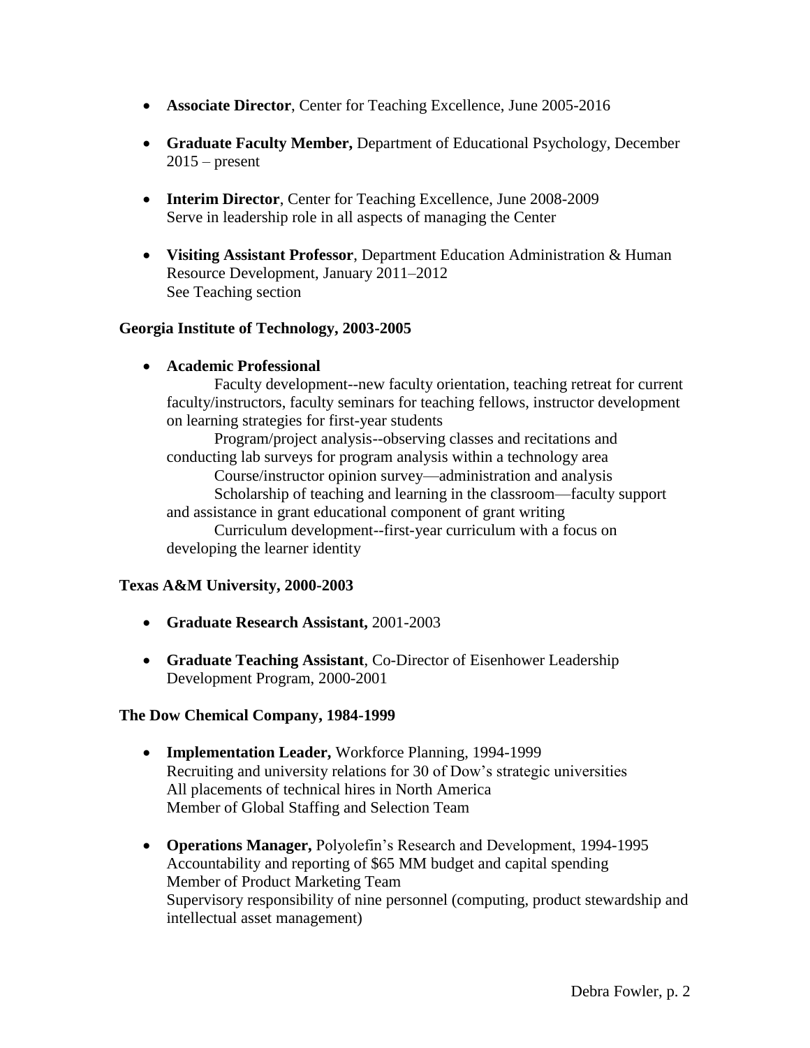- **Associate Director**, Center for Teaching Excellence, June 2005-2016

- **Graduate Faculty Member,** Department of Educational Psychology, December 2015 – present

- **Interim Director**, Center for Teaching Excellence, June 2008-2009
  Serve in leadership role in all aspects of managing the Center

- **Visiting Assistant Professor**, Department Education Administration & Human Resource Development, January 2011–2012
  See Teaching section

**Georgia Institute of Technology, 2003-2005**

- **Academic Professional**

  Faculty development--new faculty orientation, teaching retreat for current faculty/instructors, faculty seminars for teaching fellows, instructor development on learning strategies for first-year students

  Program/project analysis--observing classes and recitations and conducting lab surveys for program analysis within a technology area

  Course/instructor opinion survey—administration and analysis

  Scholarship of teaching and learning in the classroom—faculty support and assistance in grant educational component of grant writing

  Curriculum development--first-year curriculum with a focus on developing the learner identity

**Texas A&M University, 2000-2003**

- **Graduate Research Assistant,** 2001-2003

- **Graduate Teaching Assistant**, Co-Director of Eisenhower Leadership Development Program, 2000-2001

**The Dow Chemical Company, 1984-1999**

- **Implementation Leader,** Workforce Planning, 1994-1999
  Recruiting and university relations for 30 of Dow's strategic universities
  All placements of technical hires in North America
  Member of Global Staffing and Selection Team

- **Operations Manager,** Polyolefin's Research and Development, 1994-1995
  Accountability and reporting of $65 MM budget and capital spending
  Member of Product Marketing Team
  Supervisory responsibility of nine personnel (computing, product stewardship and intellectual asset management)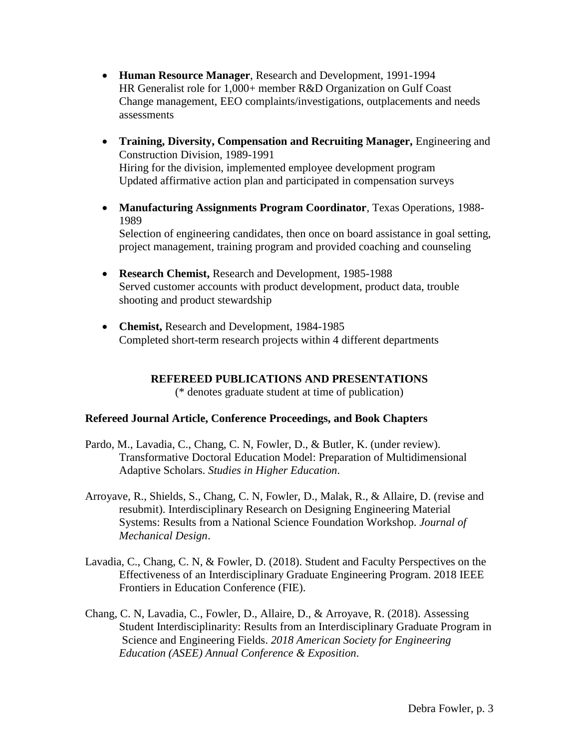- **Human Resource Manager**, Research and Development, 1991-1994
  HR Generalist role for 1,000+ member R&D Organization on Gulf Coast
  Change management, EEO complaints/investigations, outplacements and needs assessments

- **Training, Diversity, Compensation and Recruiting Manager,** Engineering and Construction Division, 1989-1991
  Hiring for the division, implemented employee development program
  Updated affirmative action plan and participated in compensation surveys

- **Manufacturing Assignments Program Coordinator**, Texas Operations, 1988-1989
  Selection of engineering candidates, then once on board assistance in goal setting, project management, training program and provided coaching and counseling

- **Research Chemist,** Research and Development, 1985-1988
  Served customer accounts with product development, product data, trouble shooting and product stewardship

- **Chemist,** Research and Development, 1984-1985
  Completed short-term research projects within 4 different departments

## REFEREED PUBLICATIONS AND PRESENTATIONS

(* denotes graduate student at time of publication)

### Refereed Journal Article, Conference Proceedings, and Book Chapters

Pardo, M., Lavadia, C., Chang, C. N, Fowler, D., & Butler, K. (under review). Transformative Doctoral Education Model: Preparation of Multidimensional Adaptive Scholars. *Studies in Higher Education*.

Arroyave, R., Shields, S., Chang, C. N, Fowler, D., Malak, R., & Allaire, D. (revise and resubmit). Interdisciplinary Research on Designing Engineering Material Systems: Results from a National Science Foundation Workshop. *Journal of Mechanical Design*.

Lavadia, C., Chang, C. N, & Fowler, D. (2018). Student and Faculty Perspectives on the Effectiveness of an Interdisciplinary Graduate Engineering Program. 2018 IEEE Frontiers in Education Conference (FIE).

Chang, C. N, Lavadia, C., Fowler, D., Allaire, D., & Arroyave, R. (2018). Assessing Student Interdisciplinarity: Results from an Interdisciplinary Graduate Program in Science and Engineering Fields. *2018 American Society for Engineering Education (ASEE) Annual Conference & Exposition*.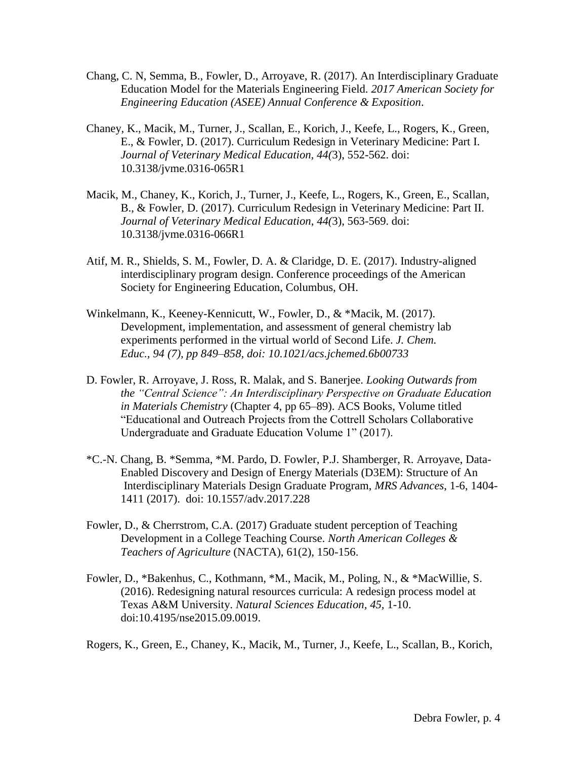Chang, C. N, Semma, B., Fowler, D., Arroyave, R. (2017). An Interdisciplinary Graduate Education Model for the Materials Engineering Field. *2017 American Society for Engineering Education (ASEE) Annual Conference & Exposition*.

Chaney, K., Macik, M., Turner, J., Scallan, E., Korich, J., Keefe, L., Rogers, K., Green, E., & Fowler, D. (2017). Curriculum Redesign in Veterinary Medicine: Part I. *Journal of Veterinary Medical Education*, *44(*3), 552-562. doi: 10.3138/jvme.0316-065R1

Macik, M., Chaney, K., Korich, J., Turner, J., Keefe, L., Rogers, K., Green, E., Scallan, B., & Fowler, D. (2017). Curriculum Redesign in Veterinary Medicine: Part II. *Journal of Veterinary Medical Education*, *44(*3), 563-569. doi: 10.3138/jvme.0316-066R1

Atif, M. R., Shields, S. M., Fowler, D. A. & Claridge, D. E. (2017). Industry-aligned interdisciplinary program design. Conference proceedings of the American Society for Engineering Education, Columbus, OH.

Winkelmann, K., Keeney-Kennicutt, W., Fowler, D., & *Macik, M. (2017). Development, implementation, and assessment of general chemistry lab experiments performed in the virtual world of Second Life. *J. Chem. Educ., 94 (7), pp 849–858, doi: 10.1021/acs.jchemed.6b00733*

D. Fowler, R. Arroyave, J. Ross, R. Malak, and S. Banerjee. *Looking Outwards from the "Central Science": An Interdisciplinary Perspective on Graduate Education in Materials Chemistry* (Chapter 4, pp 65–89). ACS Books, Volume titled "Educational and Outreach Projects from the Cottrell Scholars Collaborative Undergraduate and Graduate Education Volume 1" (2017).

*C.-N. Chang, B. *Semma, *M. Pardo, D. Fowler, P.J. Shamberger, R. Arroyave, Data-Enabled Discovery and Design of Energy Materials (D3EM): Structure of An Interdisciplinary Materials Design Graduate Program, *MRS Advances*, 1-6, 1404-1411 (2017). doi: 10.1557/adv.2017.228

Fowler, D., & Cherrstrom, C.A. (2017) Graduate student perception of Teaching Development in a College Teaching Course. *North American Colleges & Teachers of Agriculture* (NACTA), 61(2), 150-156.

Fowler, D., *Bakenhus, C., Kothmann, *M., Macik, M., Poling, N., & *MacWillie, S. (2016). Redesigning natural resources curricula: A redesign process model at Texas A&M University. *Natural Sciences Education, 45,* 1-10. doi:10.4195/nse2015.09.0019.

Rogers, K., Green, E., Chaney, K., Macik, M., Turner, J., Keefe, L., Scallan, B., Korich,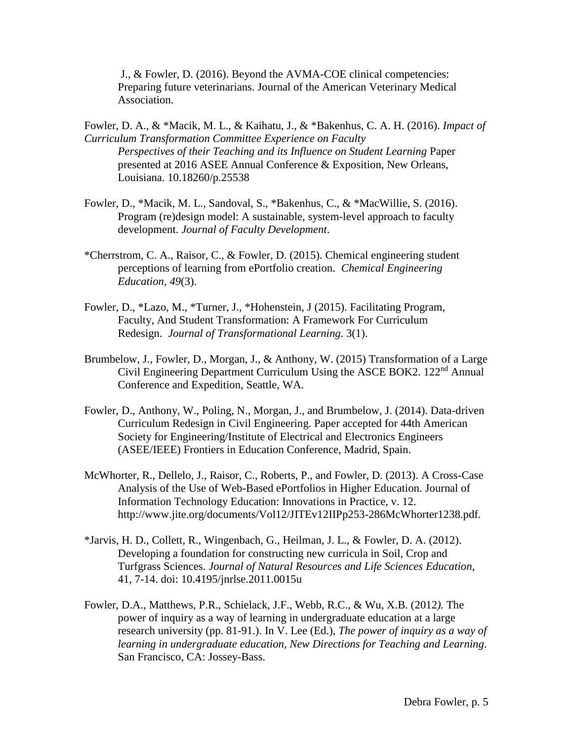J., & Fowler, D. (2016). Beyond the AVMA-COE clinical competencies: Preparing future veterinarians. Journal of the American Veterinary Medical Association.

Fowler, D. A., & *Macik, M. L., & Kaihatu, J., & *Bakenhus, C. A. H. (2016). *Impact of Curriculum Transformation Committee Experience on Faculty Perspectives of their Teaching and its Influence on Student Learning* Paper presented at 2016 ASEE Annual Conference & Exposition, New Orleans, Louisiana. 10.18260/p.25538

Fowler, D., *Macik, M. L., Sandoval, S., *Bakenhus, C., & *MacWillie, S. (2016). Program (re)design model: A sustainable, system-level approach to faculty development. *Journal of Faculty Development*.

*Cherrstrom, C. A., Raisor, C., & Fowler, D. (2015). Chemical engineering student perceptions of learning from ePortfolio creation. *Chemical Engineering Education, 49*(3).

Fowler, D., *Lazo, M., *Turner, J., *Hohenstein, J (2015). Facilitating Program, Faculty, And Student Transformation: A Framework For Curriculum Redesign. *Journal of Transformational Learning*. 3(1).

Brumbelow, J., Fowler, D., Morgan, J., & Anthony, W. (2015) Transformation of a Large Civil Engineering Department Curriculum Using the ASCE BOK2. 122nd Annual Conference and Expedition, Seattle, WA.

Fowler, D., Anthony, W., Poling, N., Morgan, J., and Brumbelow, J. (2014). Data-driven Curriculum Redesign in Civil Engineering. Paper accepted for 44th American Society for Engineering/Institute of Electrical and Electronics Engineers (ASEE/IEEE) Frontiers in Education Conference, Madrid, Spain.

McWhorter, R., Dellelo, J., Raisor, C., Roberts, P., and Fowler, D. (2013). A Cross-Case Analysis of the Use of Web-Based ePortfolios in Higher Education. Journal of Information Technology Education: Innovations in Practice, v. 12. http://www.jite.org/documents/Vol12/JITEv12IIPp253-286McWhorter1238.pdf.

*Jarvis, H. D., Collett, R., Wingenbach, G., Heilman, J. L., & Fowler, D. A. (2012). Developing a foundation for constructing new curricula in Soil, Crop and Turfgrass Sciences. *Journal of Natural Resources and Life Sciences Education*, 41, 7-14. doi: 10.4195/jnrlse.2011.0015u

Fowler, D.A., Matthews, P.R., Schielack, J.F., Webb, R.C., & Wu, X.B. (2012*).* The power of inquiry as a way of learning in undergraduate education at a large research university (pp. 81-91.). In V. Lee (Ed.), *The power of inquiry as a way of learning in undergraduate education, New Directions for Teaching and Learning*. San Francisco, CA: Jossey-Bass.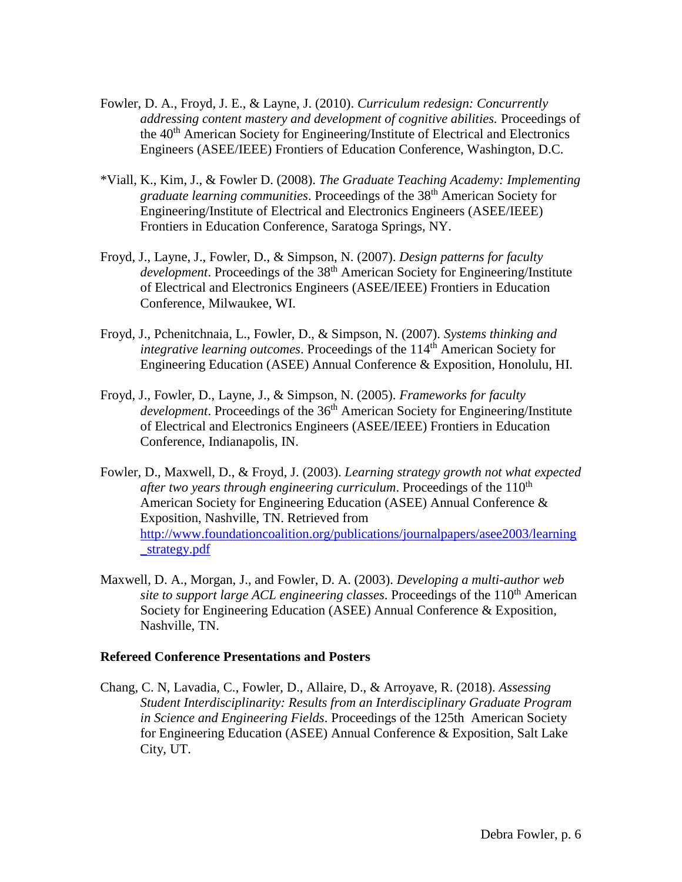Fowler, D. A., Froyd, J. E., & Layne, J. (2010). *Curriculum redesign: Concurrently addressing content mastery and development of cognitive abilities.* Proceedings of the 40th American Society for Engineering/Institute of Electrical and Electronics Engineers (ASEE/IEEE) Frontiers of Education Conference, Washington, D.C.

*Viall, K., Kim, J., & Fowler D. (2008). *The Graduate Teaching Academy: Implementing graduate learning communities*. Proceedings of the 38th American Society for Engineering/Institute of Electrical and Electronics Engineers (ASEE/IEEE) Frontiers in Education Conference, Saratoga Springs, NY.

Froyd, J., Layne, J., Fowler, D., & Simpson, N. (2007). *Design patterns for faculty development*. Proceedings of the 38th American Society for Engineering/Institute of Electrical and Electronics Engineers (ASEE/IEEE) Frontiers in Education Conference, Milwaukee, WI.

Froyd, J., Pchenitchnaia, L., Fowler, D., & Simpson, N. (2007). *Systems thinking and integrative learning outcomes*. Proceedings of the 114th American Society for Engineering Education (ASEE) Annual Conference & Exposition, Honolulu, HI.

Froyd, J., Fowler, D., Layne, J., & Simpson, N. (2005). *Frameworks for faculty development*. Proceedings of the 36th American Society for Engineering/Institute of Electrical and Electronics Engineers (ASEE/IEEE) Frontiers in Education Conference, Indianapolis, IN.

Fowler, D., Maxwell, D., & Froyd, J. (2003). *Learning strategy growth not what expected after two years through engineering curriculum*. Proceedings of the 110th American Society for Engineering Education (ASEE) Annual Conference & Exposition, Nashville, TN. Retrieved from http://www.foundationcoalition.org/publications/journalpapers/asee2003/learning_strategy.pdf

Maxwell, D. A., Morgan, J., and Fowler, D. A. (2003). *Developing a multi-author web site to support large ACL engineering classes*. Proceedings of the 110th American Society for Engineering Education (ASEE) Annual Conference & Exposition, Nashville, TN.

**Refereed Conference Presentations and Posters**

Chang, C. N, Lavadia, C., Fowler, D., Allaire, D., & Arroyave, R. (2018). *Assessing Student Interdisciplinarity: Results from an Interdisciplinary Graduate Program in Science and Engineering Fields*. Proceedings of the 125th American Society for Engineering Education (ASEE) Annual Conference & Exposition, Salt Lake City, UT.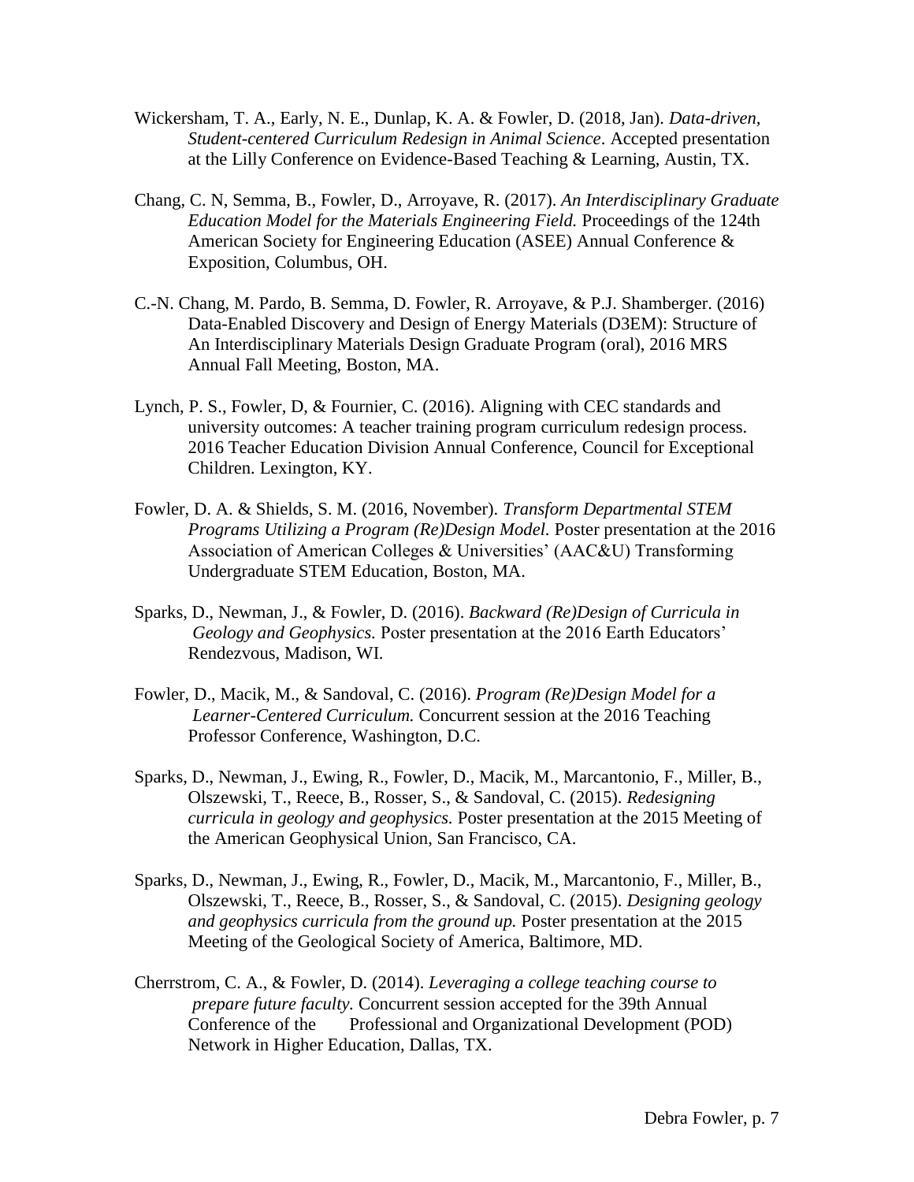Wickersham, T. A., Early, N. E., Dunlap, K. A. & Fowler, D. (2018, Jan). *Data-driven, Student-centered Curriculum Redesign in Animal Science*. Accepted presentation at the Lilly Conference on Evidence-Based Teaching & Learning, Austin, TX.

Chang, C. N, Semma, B., Fowler, D., Arroyave, R. (2017). *An Interdisciplinary Graduate Education Model for the Materials Engineering Field.* Proceedings of the 124th American Society for Engineering Education (ASEE) Annual Conference & Exposition, Columbus, OH.

C.-N. Chang, M. Pardo, B. Semma, D. Fowler, R. Arroyave, & P.J. Shamberger. (2016) Data-Enabled Discovery and Design of Energy Materials (D3EM): Structure of An Interdisciplinary Materials Design Graduate Program (oral), 2016 MRS Annual Fall Meeting, Boston, MA.

Lynch, P. S., Fowler, D, & Fournier, C. (2016). Aligning with CEC standards and university outcomes: A teacher training program curriculum redesign process. 2016 Teacher Education Division Annual Conference, Council for Exceptional Children. Lexington, KY.

Fowler, D. A. & Shields, S. M. (2016, November). *Transform Departmental STEM Programs Utilizing a Program (Re)Design Model.* Poster presentation at the 2016 Association of American Colleges & Universities' (AAC&U) Transforming Undergraduate STEM Education, Boston, MA.

Sparks, D., Newman, J., & Fowler, D. (2016). *Backward (Re)Design of Curricula in Geology and Geophysics.* Poster presentation at the 2016 Earth Educators' Rendezvous, Madison, WI.

Fowler, D., Macik, M., & Sandoval, C. (2016). *Program (Re)Design Model for a Learner-Centered Curriculum.* Concurrent session at the 2016 Teaching Professor Conference, Washington, D.C.

Sparks, D., Newman, J., Ewing, R., Fowler, D., Macik, M., Marcantonio, F., Miller, B., Olszewski, T., Reece, B., Rosser, S., & Sandoval, C. (2015). *Redesigning curricula in geology and geophysics.* Poster presentation at the 2015 Meeting of the American Geophysical Union, San Francisco, CA.

Sparks, D., Newman, J., Ewing, R., Fowler, D., Macik, M., Marcantonio, F., Miller, B., Olszewski, T., Reece, B., Rosser, S., & Sandoval, C. (2015). *Designing geology and geophysics curricula from the ground up.* Poster presentation at the 2015 Meeting of the Geological Society of America, Baltimore, MD.

Cherrstrom, C. A., & Fowler, D. (2014). *Leveraging a college teaching course to prepare future faculty.* Concurrent session accepted for the 39th Annual Conference of the Professional and Organizational Development (POD) Network in Higher Education, Dallas, TX.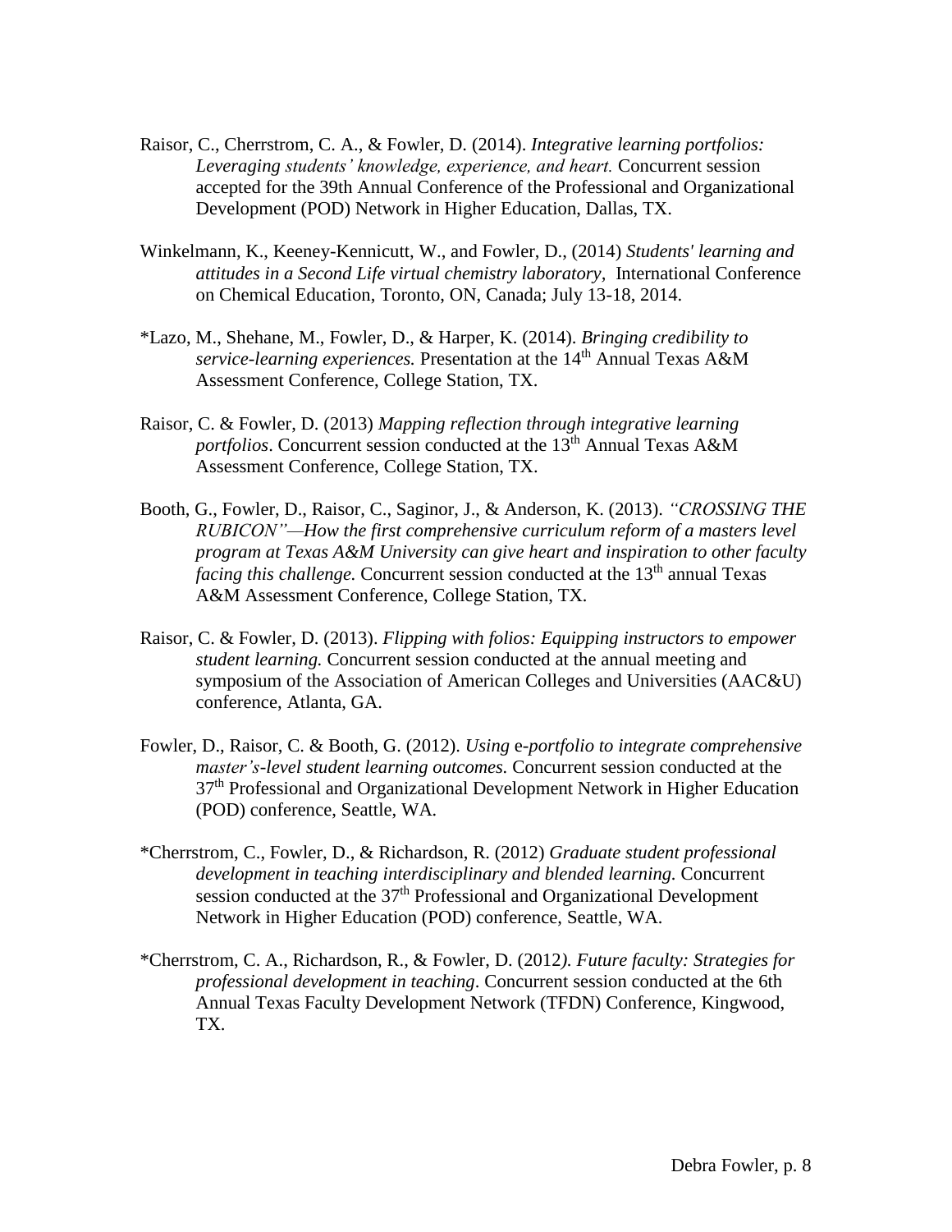Raisor, C., Cherrstrom, C. A., & Fowler, D. (2014). *Integrative learning portfolios: Leveraging students' knowledge, experience, and heart.* Concurrent session accepted for the 39th Annual Conference of the Professional and Organizational Development (POD) Network in Higher Education, Dallas, TX.

Winkelmann, K., Keeney-Kennicutt, W., and Fowler, D., (2014) *Students' learning and attitudes in a Second Life virtual chemistry laboratory,* International Conference on Chemical Education, Toronto, ON, Canada; July 13-18, 2014.

*Lazo, M., Shehane, M., Fowler, D., & Harper, K. (2014). *Bringing credibility to service-learning experiences.* Presentation at the 14th Annual Texas A&M Assessment Conference, College Station, TX.

Raisor, C. & Fowler, D. (2013) *Mapping reflection through integrative learning portfolios*. Concurrent session conducted at the 13th Annual Texas A&M Assessment Conference, College Station, TX.

Booth, G., Fowler, D., Raisor, C., Saginor, J., & Anderson, K. (2013). *"CROSSING THE RUBICON"—How the first comprehensive curriculum reform of a masters level program at Texas A&M University can give heart and inspiration to other faculty facing this challenge.* Concurrent session conducted at the 13th annual Texas A&M Assessment Conference, College Station, TX.

Raisor, C. & Fowler, D. (2013). *Flipping with folios: Equipping instructors to empower student learning.* Concurrent session conducted at the annual meeting and symposium of the Association of American Colleges and Universities (AAC&U) conference, Atlanta, GA.

Fowler, D., Raisor, C. & Booth, G. (2012). *Using* e-*portfolio to integrate comprehensive master's-level student learning outcomes.* Concurrent session conducted at the 37th Professional and Organizational Development Network in Higher Education (POD) conference, Seattle, WA.

*Cherrstrom, C., Fowler, D., & Richardson, R. (2012) *Graduate student professional development in teaching interdisciplinary and blended learning.* Concurrent session conducted at the 37th Professional and Organizational Development Network in Higher Education (POD) conference, Seattle, WA.

*Cherrstrom, C. A., Richardson, R., & Fowler, D. (2012*). Future faculty: Strategies for professional development in teaching*. Concurrent session conducted at the 6th Annual Texas Faculty Development Network (TFDN) Conference, Kingwood, TX.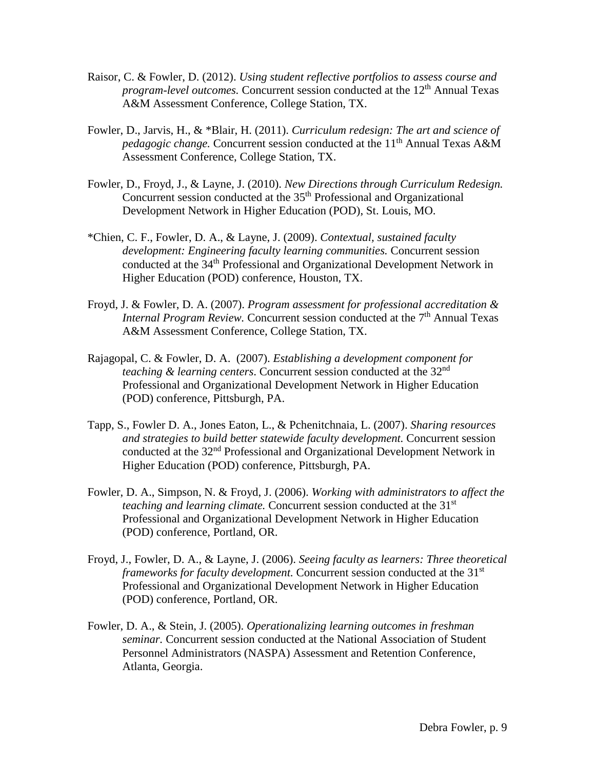Raisor, C. & Fowler, D. (2012). *Using student reflective portfolios to assess course and program-level outcomes.* Concurrent session conducted at the 12th Annual Texas A&M Assessment Conference, College Station, TX.

Fowler, D., Jarvis, H., & *Blair, H. (2011). *Curriculum redesign: The art and science of pedagogic change.* Concurrent session conducted at the 11th Annual Texas A&M Assessment Conference, College Station, TX.

Fowler, D., Froyd, J., & Layne, J. (2010). *New Directions through Curriculum Redesign.* Concurrent session conducted at the 35th Professional and Organizational Development Network in Higher Education (POD), St. Louis, MO.

*Chien, C. F., Fowler, D. A., & Layne, J. (2009). *Contextual, sustained faculty development: Engineering faculty learning communities.* Concurrent session conducted at the 34th Professional and Organizational Development Network in Higher Education (POD) conference, Houston, TX.

Froyd, J. & Fowler, D. A. (2007). *Program assessment for professional accreditation & Internal Program Review.* Concurrent session conducted at the 7th Annual Texas A&M Assessment Conference, College Station, TX.

Rajagopal, C. & Fowler, D. A. (2007). *Establishing a development component for teaching & learning centers*. Concurrent session conducted at the 32nd Professional and Organizational Development Network in Higher Education (POD) conference, Pittsburgh, PA.

Tapp, S., Fowler D. A., Jones Eaton, L., & Pchenitchnaia, L. (2007). *Sharing resources and strategies to build better statewide faculty development.* Concurrent session conducted at the 32nd Professional and Organizational Development Network in Higher Education (POD) conference, Pittsburgh, PA.

Fowler, D. A., Simpson, N. & Froyd, J. (2006). *Working with administrators to affect the teaching and learning climate.* Concurrent session conducted at the 31st Professional and Organizational Development Network in Higher Education (POD) conference, Portland, OR.

Froyd, J., Fowler, D. A., & Layne, J. (2006). *Seeing faculty as learners: Three theoretical frameworks for faculty development.* Concurrent session conducted at the 31st Professional and Organizational Development Network in Higher Education (POD) conference, Portland, OR.

Fowler, D. A., & Stein, J. (2005). *Operationalizing learning outcomes in freshman seminar.* Concurrent session conducted at the National Association of Student Personnel Administrators (NASPA) Assessment and Retention Conference, Atlanta, Georgia.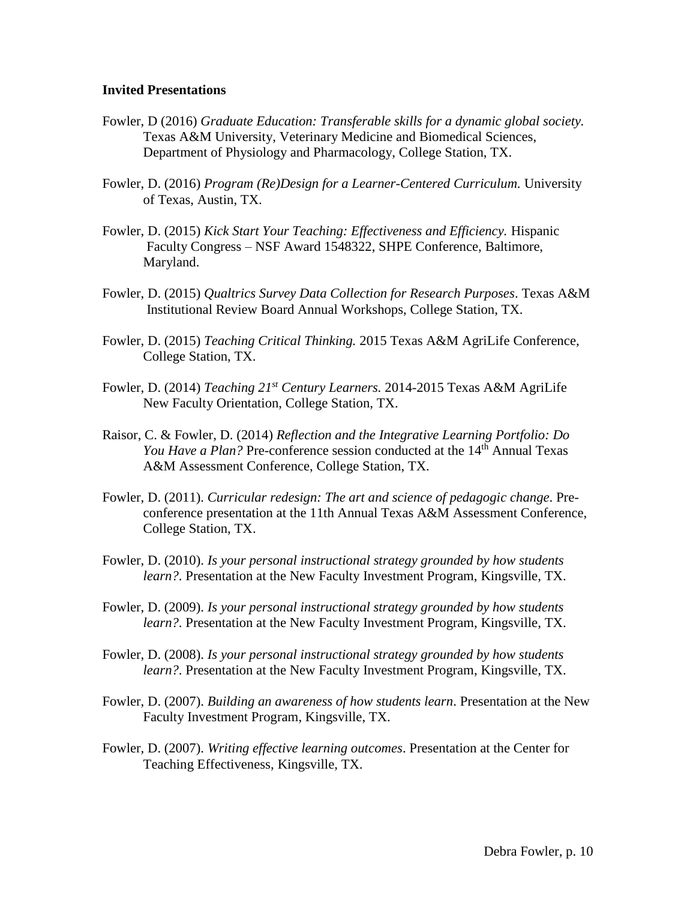**Invited Presentations**

Fowler, D (2016) *Graduate Education: Transferable skills for a dynamic global society.* Texas A&M University, Veterinary Medicine and Biomedical Sciences, Department of Physiology and Pharmacology, College Station, TX.

Fowler, D. (2016) *Program (Re)Design for a Learner-Centered Curriculum.* University of Texas, Austin, TX.

Fowler, D. (2015) *Kick Start Your Teaching: Effectiveness and Efficiency.* Hispanic Faculty Congress – NSF Award 1548322, SHPE Conference, Baltimore, Maryland.

Fowler, D. (2015) *Qualtrics Survey Data Collection for Research Purposes*. Texas A&M Institutional Review Board Annual Workshops, College Station, TX.

Fowler, D. (2015) *Teaching Critical Thinking.* 2015 Texas A&M AgriLife Conference, College Station, TX.

Fowler, D. (2014) *Teaching 21st Century Learners.* 2014-2015 Texas A&M AgriLife New Faculty Orientation, College Station, TX.

Raisor, C. & Fowler, D. (2014) *Reflection and the Integrative Learning Portfolio: Do You Have a Plan?* Pre-conference session conducted at the 14th Annual Texas A&M Assessment Conference, College Station, TX.

Fowler, D. (2011). *Curricular redesign: The art and science of pedagogic change*. Pre-conference presentation at the 11th Annual Texas A&M Assessment Conference, College Station, TX.

Fowler, D. (2010). *Is your personal instructional strategy grounded by how students learn?.* Presentation at the New Faculty Investment Program, Kingsville, TX.

Fowler, D. (2009). *Is your personal instructional strategy grounded by how students learn?.* Presentation at the New Faculty Investment Program, Kingsville, TX.

Fowler, D. (2008). *Is your personal instructional strategy grounded by how students learn?.* Presentation at the New Faculty Investment Program, Kingsville, TX.

Fowler, D. (2007). *Building an awareness of how students learn*. Presentation at the New Faculty Investment Program, Kingsville, TX.

Fowler, D. (2007). *Writing effective learning outcomes*. Presentation at the Center for Teaching Effectiveness, Kingsville, TX.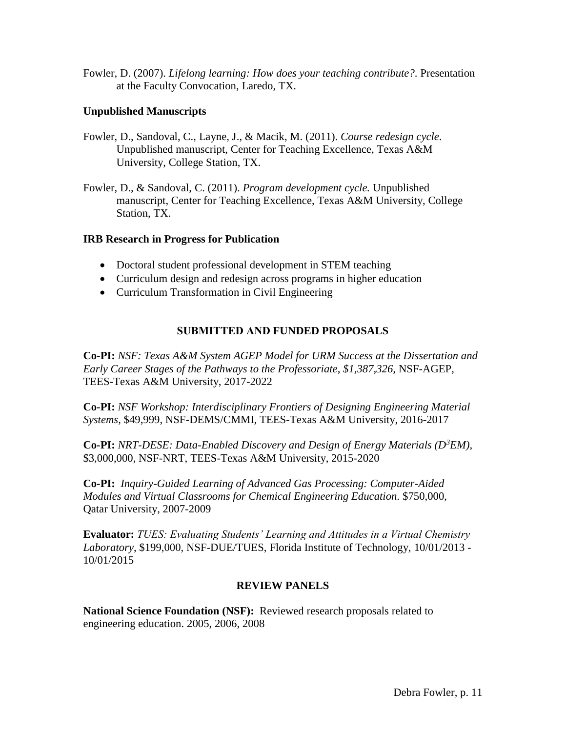Fowler, D. (2007). *Lifelong learning: How does your teaching contribute?.* Presentation at the Faculty Convocation, Laredo, TX.

### Unpublished Manuscripts

Fowler, D., Sandoval, C., Layne, J., & Macik, M. (2011). *Course redesign cycle*. Unpublished manuscript, Center for Teaching Excellence, Texas A&M University, College Station, TX.

Fowler, D., & Sandoval, C. (2011). *Program development cycle.* Unpublished manuscript, Center for Teaching Excellence, Texas A&M University, College Station, TX.

### IRB Research in Progress for Publication

- Doctoral student professional development in STEM teaching
- Curriculum design and redesign across programs in higher education
- Curriculum Transformation in Civil Engineering

## SUBMITTED AND FUNDED PROPOSALS

**Co-PI:** *NSF: Texas A&M System AGEP Model for URM Success at the Dissertation and Early Career Stages of the Pathways to the Professoriate, $1,387,326,* NSF-AGEP, TEES-Texas A&M University, 2017-2022

**Co-PI:** *NSF Workshop: Interdisciplinary Frontiers of Designing Engineering Material Systems,* $49,999, NSF-DEMS/CMMI, TEES-Texas A&M University, 2016-2017

**Co-PI:** *NRT-DESE: Data-Enabled Discovery and Design of Energy Materials ($D^3EM$),* $3,000,000, NSF-NRT, TEES-Texas A&M University, 2015-2020

**Co-PI:** *Inquiry-Guided Learning of Advanced Gas Processing: Computer-Aided Modules and Virtual Classrooms for Chemical Engineering Education*. $750,000, Qatar University, 2007-2009

**Evaluator:** *TUES: Evaluating Students' Learning and Attitudes in a Virtual Chemistry Laboratory*, $199,000, NSF-DUE/TUES, Florida Institute of Technology, 10/01/2013 - 10/01/2015

## REVIEW PANELS

**National Science Foundation (NSF):** Reviewed research proposals related to engineering education. 2005, 2006, 2008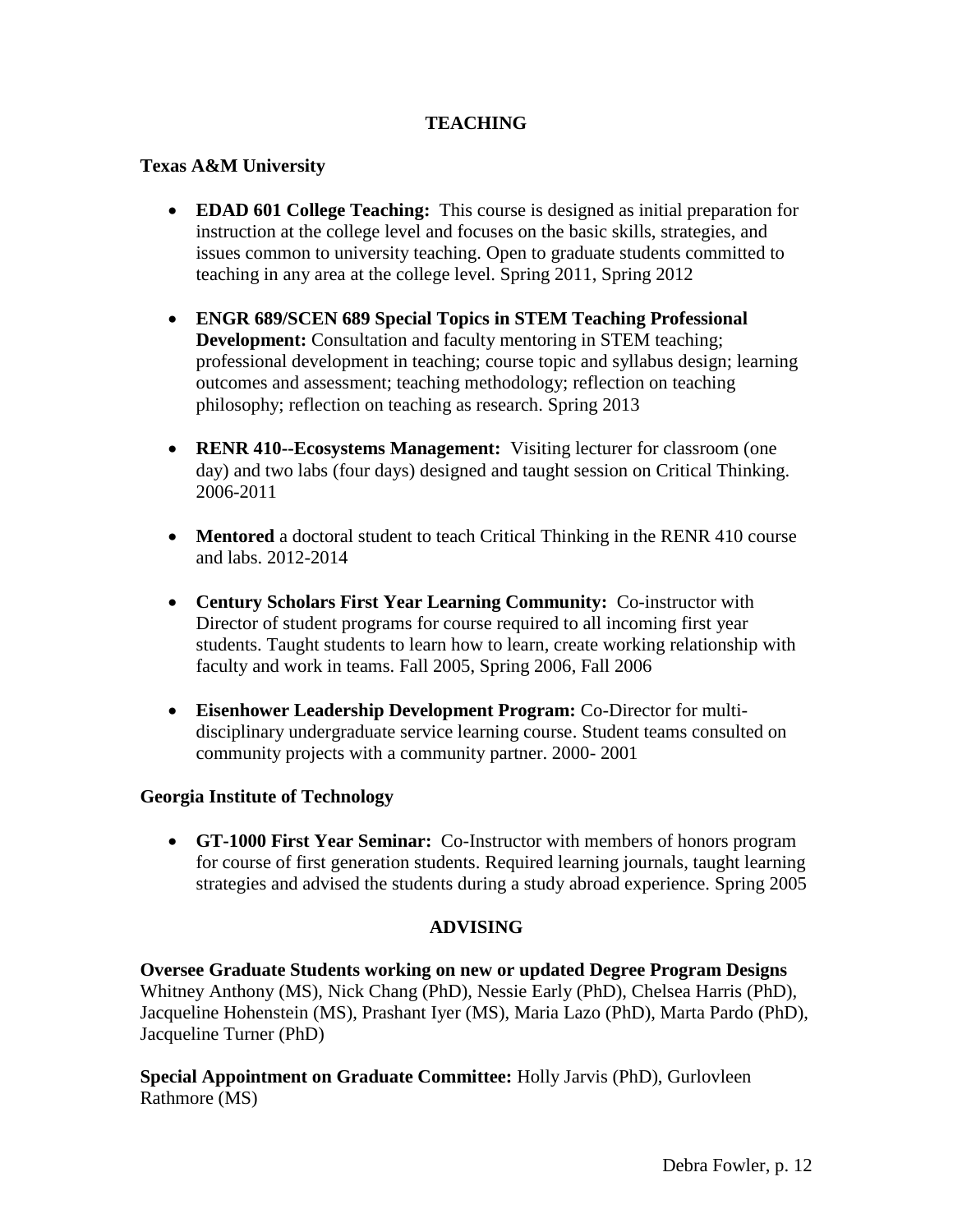## TEACHING

### Texas A&M University

- **EDAD 601 College Teaching:** This course is designed as initial preparation for instruction at the college level and focuses on the basic skills, strategies, and issues common to university teaching. Open to graduate students committed to teaching in any area at the college level. Spring 2011, Spring 2012

- **ENGR 689/SCEN 689 Special Topics in STEM Teaching Professional Development:** Consultation and faculty mentoring in STEM teaching; professional development in teaching; course topic and syllabus design; learning outcomes and assessment; teaching methodology; reflection on teaching philosophy; reflection on teaching as research. Spring 2013

- **RENR 410--Ecosystems Management:** Visiting lecturer for classroom (one day) and two labs (four days) designed and taught session on Critical Thinking. 2006-2011

- **Mentored** a doctoral student to teach Critical Thinking in the RENR 410 course and labs. 2012-2014

- **Century Scholars First Year Learning Community:** Co-instructor with Director of student programs for course required to all incoming first year students. Taught students to learn how to learn, create working relationship with faculty and work in teams. Fall 2005, Spring 2006, Fall 2006

- **Eisenhower Leadership Development Program:** Co-Director for multi-disciplinary undergraduate service learning course. Student teams consulted on community projects with a community partner. 2000- 2001

### Georgia Institute of Technology

- **GT-1000 First Year Seminar:** Co-Instructor with members of honors program for course of first generation students. Required learning journals, taught learning strategies and advised the students during a study abroad experience. Spring 2005

## ADVISING

**Oversee Graduate Students working on new or updated Degree Program Designs**
Whitney Anthony (MS), Nick Chang (PhD), Nessie Early (PhD), Chelsea Harris (PhD), Jacqueline Hohenstein (MS), Prashant Iyer (MS), Maria Lazo (PhD), Marta Pardo (PhD), Jacqueline Turner (PhD)

**Special Appointment on Graduate Committee:** Holly Jarvis (PhD), Gurlovleen Rathmore (MS)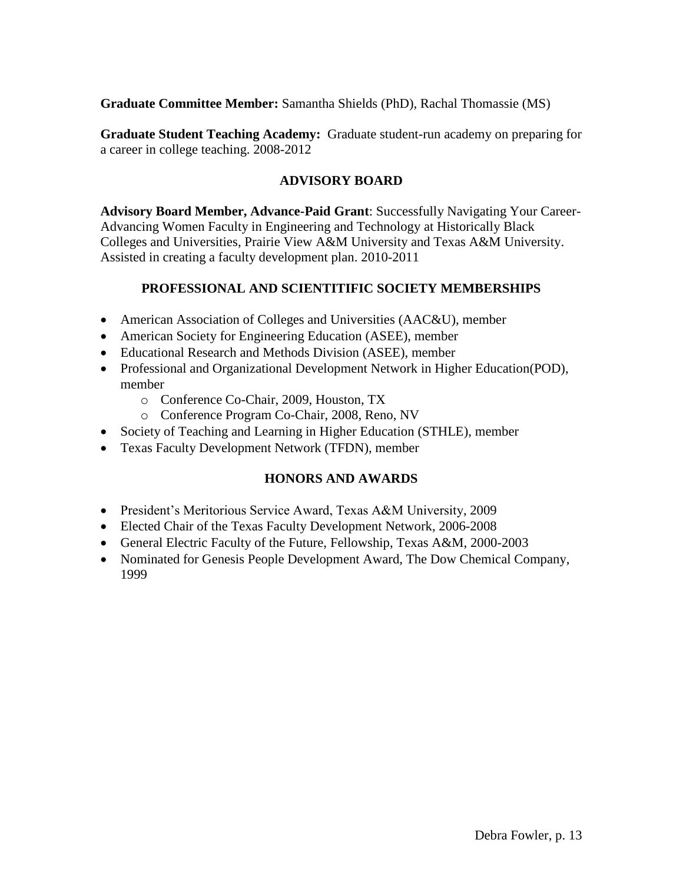**Graduate Committee Member:** Samantha Shields (PhD), Rachal Thomassie (MS)

**Graduate Student Teaching Academy:** Graduate student-run academy on preparing for a career in college teaching. 2008-2012

## ADVISORY BOARD

**Advisory Board Member, Advance-Paid Grant**: Successfully Navigating Your Career-Advancing Women Faculty in Engineering and Technology at Historically Black Colleges and Universities, Prairie View A&M University and Texas A&M University. Assisted in creating a faculty development plan. 2010-2011

## PROFESSIONAL AND SCIENTITIFIC SOCIETY MEMBERSHIPS

- American Association of Colleges and Universities (AAC&U), member
- American Society for Engineering Education (ASEE), member
- Educational Research and Methods Division (ASEE), member
- Professional and Organizational Development Network in Higher Education(POD), member
  - Conference Co-Chair, 2009, Houston, TX
  - Conference Program Co-Chair, 2008, Reno, NV
- Society of Teaching and Learning in Higher Education (STHLE), member
- Texas Faculty Development Network (TFDN), member

## HONORS AND AWARDS

- President's Meritorious Service Award, Texas A&M University, 2009
- Elected Chair of the Texas Faculty Development Network, 2006-2008
- General Electric Faculty of the Future, Fellowship, Texas A&M, 2000-2003
- Nominated for Genesis People Development Award, The Dow Chemical Company, 1999